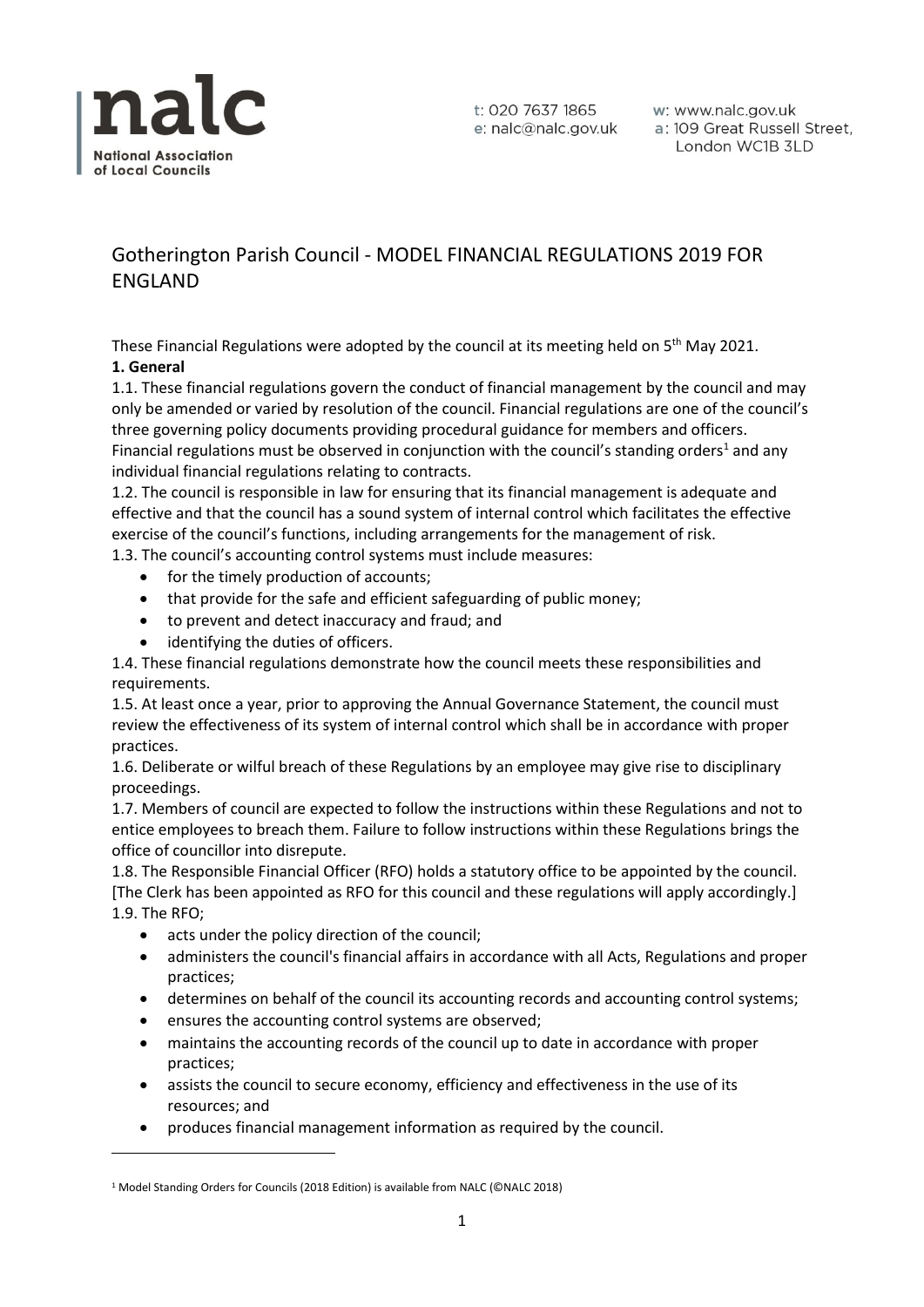# Gotherington Parish Council - MODEL FINANCIAL REGULATIONS 2019 FOR ENGLAND

These Financial Regulations were adopted by the council at its meeting held on 5th May 2021.

**1. General**

1.1. These financial regulations govern the conduct of financial management by the council and may only be amended or varied by resolution of the council. Financial regulations are one of the council's three governing policy documents providing procedural guidance for members and officers. Financial regulations must be observed in conjunction with the council's standing orders[1] and any individual financial regulations relating to contracts.

1.2. The council is responsible in law for ensuring that its financial management is adequate and effective and that the council has a sound system of internal control which facilitates the effective exercise of the council's functions, including arrangements for the management of risk.

1.3. The council's accounting control systems must include measures:

- for the timely production of accounts;
- that provide for the safe and efficient safeguarding of public money;
- to prevent and detect inaccuracy and fraud; and
- identifying the duties of officers.

1.4. These financial regulations demonstrate how the council meets these responsibilities and requirements.

1.5. At least once a year, prior to approving the Annual Governance Statement, the council must review the effectiveness of its system of internal control which shall be in accordance with proper practices.

1.6. Deliberate or wilful breach of these Regulations by an employee may give rise to disciplinary proceedings.

1.7. Members of council are expected to follow the instructions within these Regulations and not to entice employees to breach them. Failure to follow instructions within these Regulations brings the office of councillor into disrepute.

1.8. The Responsible Financial Officer (RFO) holds a statutory office to be appointed by the council. [The Clerk has been appointed as RFO for this council and these regulations will apply accordingly.]

1.9. The RFO;

- acts under the policy direction of the council;
- administers the council's financial affairs in accordance with all Acts, Regulations and proper practices;
- determines on behalf of the council its accounting records and accounting control systems;
- ensures the accounting control systems are observed;
- maintains the accounting records of the council up to date in accordance with proper practices;
- assists the council to secure economy, efficiency and effectiveness in the use of its resources; and
- produces financial management information as required by the council.

[1] Model Standing Orders for Councils (2018 Edition) is available from NALC (©NALC 2018)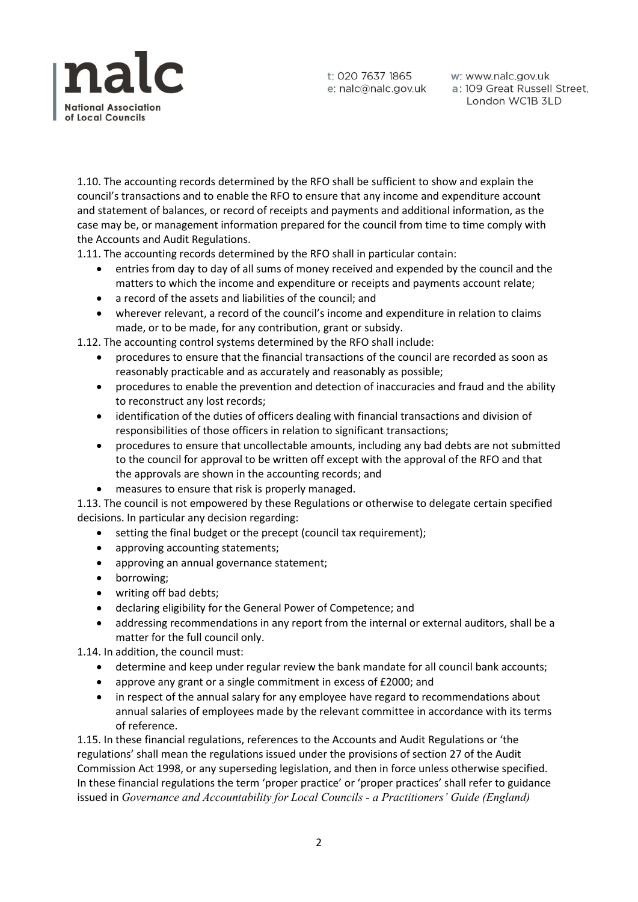1.10. The accounting records determined by the RFO shall be sufficient to show and explain the council's transactions and to enable the RFO to ensure that any income and expenditure account and statement of balances, or record of receipts and payments and additional information, as the case may be, or management information prepared for the council from time to time comply with the Accounts and Audit Regulations.

1.11. The accounting records determined by the RFO shall in particular contain:

- entries from day to day of all sums of money received and expended by the council and the matters to which the income and expenditure or receipts and payments account relate;
- a record of the assets and liabilities of the council; and
- wherever relevant, a record of the council's income and expenditure in relation to claims made, or to be made, for any contribution, grant or subsidy.

1.12. The accounting control systems determined by the RFO shall include:

- procedures to ensure that the financial transactions of the council are recorded as soon as reasonably practicable and as accurately and reasonably as possible;
- procedures to enable the prevention and detection of inaccuracies and fraud and the ability to reconstruct any lost records;
- identification of the duties of officers dealing with financial transactions and division of responsibilities of those officers in relation to significant transactions;
- procedures to ensure that uncollectable amounts, including any bad debts are not submitted to the council for approval to be written off except with the approval of the RFO and that the approvals are shown in the accounting records; and
- measures to ensure that risk is properly managed.

1.13. The council is not empowered by these Regulations or otherwise to delegate certain specified decisions. In particular any decision regarding:

- setting the final budget or the precept (council tax requirement);
- approving accounting statements;
- approving an annual governance statement;
- borrowing;
- writing off bad debts;
- declaring eligibility for the General Power of Competence; and
- addressing recommendations in any report from the internal or external auditors, shall be a matter for the full council only.

1.14. In addition, the council must:

- determine and keep under regular review the bank mandate for all council bank accounts;
- approve any grant or a single commitment in excess of £2000; and
- in respect of the annual salary for any employee have regard to recommendations about annual salaries of employees made by the relevant committee in accordance with its terms of reference.

1.15. In these financial regulations, references to the Accounts and Audit Regulations or 'the regulations' shall mean the regulations issued under the provisions of section 27 of the Audit Commission Act 1998, or any superseding legislation, and then in force unless otherwise specified. In these financial regulations the term 'proper practice' or 'proper practices' shall refer to guidance issued in *Governance and Accountability for Local Councils - a Practitioners' Guide (England)*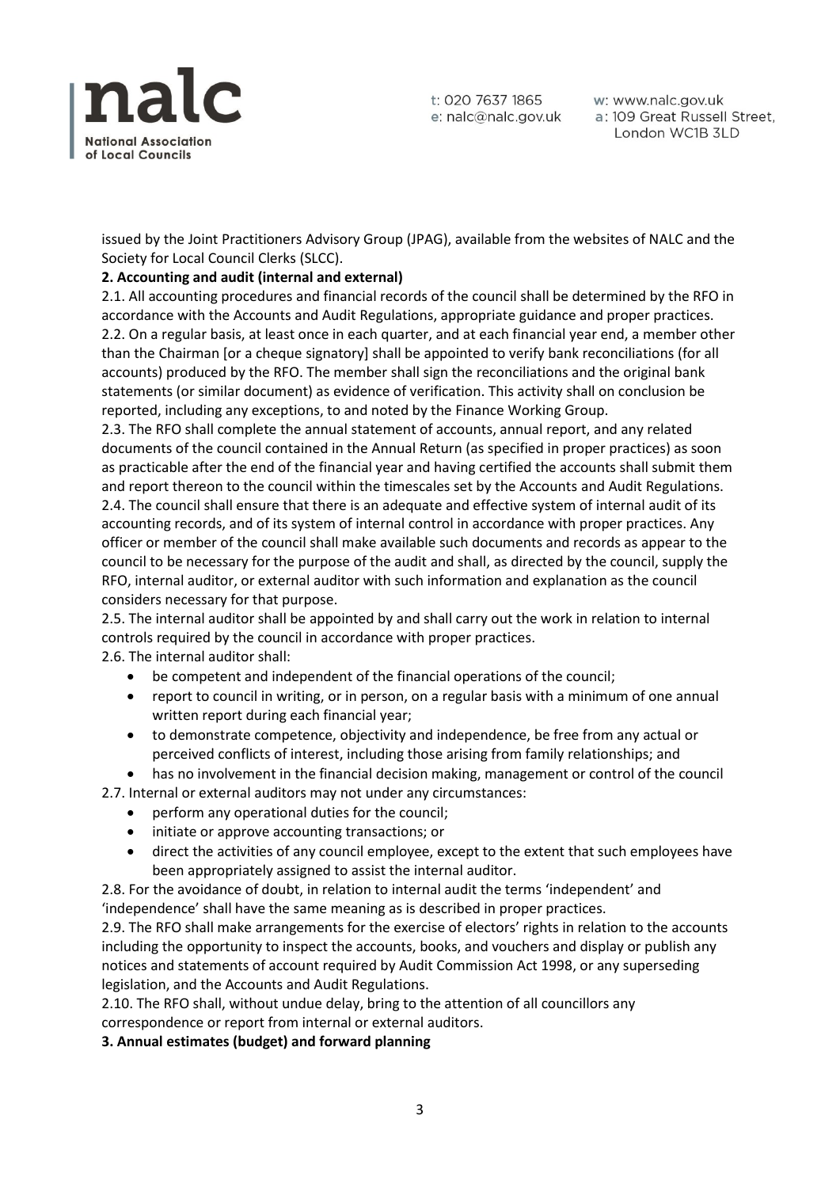issued by the Joint Practitioners Advisory Group (JPAG), available from the websites of NALC and the Society for Local Council Clerks (SLCC).

**2. Accounting and audit (internal and external)**

2.1. All accounting procedures and financial records of the council shall be determined by the RFO in accordance with the Accounts and Audit Regulations, appropriate guidance and proper practices.

2.2. On a regular basis, at least once in each quarter, and at each financial year end, a member other than the Chairman [or a cheque signatory] shall be appointed to verify bank reconciliations (for all accounts) produced by the RFO. The member shall sign the reconciliations and the original bank statements (or similar document) as evidence of verification. This activity shall on conclusion be reported, including any exceptions, to and noted by the Finance Working Group.

2.3. The RFO shall complete the annual statement of accounts, annual report, and any related documents of the council contained in the Annual Return (as specified in proper practices) as soon as practicable after the end of the financial year and having certified the accounts shall submit them and report thereon to the council within the timescales set by the Accounts and Audit Regulations.

2.4. The council shall ensure that there is an adequate and effective system of internal audit of its accounting records, and of its system of internal control in accordance with proper practices. Any officer or member of the council shall make available such documents and records as appear to the council to be necessary for the purpose of the audit and shall, as directed by the council, supply the RFO, internal auditor, or external auditor with such information and explanation as the council considers necessary for that purpose.

2.5. The internal auditor shall be appointed by and shall carry out the work in relation to internal controls required by the council in accordance with proper practices.

2.6. The internal auditor shall:

- be competent and independent of the financial operations of the council;
- report to council in writing, or in person, on a regular basis with a minimum of one annual written report during each financial year;
- to demonstrate competence, objectivity and independence, be free from any actual or perceived conflicts of interest, including those arising from family relationships; and
- has no involvement in the financial decision making, management or control of the council

2.7. Internal or external auditors may not under any circumstances:

- perform any operational duties for the council;
- initiate or approve accounting transactions; or
- direct the activities of any council employee, except to the extent that such employees have been appropriately assigned to assist the internal auditor.

2.8. For the avoidance of doubt, in relation to internal audit the terms 'independent' and 'independence' shall have the same meaning as is described in proper practices.

2.9. The RFO shall make arrangements for the exercise of electors' rights in relation to the accounts including the opportunity to inspect the accounts, books, and vouchers and display or publish any notices and statements of account required by Audit Commission Act 1998, or any superseding legislation, and the Accounts and Audit Regulations.

2.10. The RFO shall, without undue delay, bring to the attention of all councillors any correspondence or report from internal or external auditors.

**3. Annual estimates (budget) and forward planning**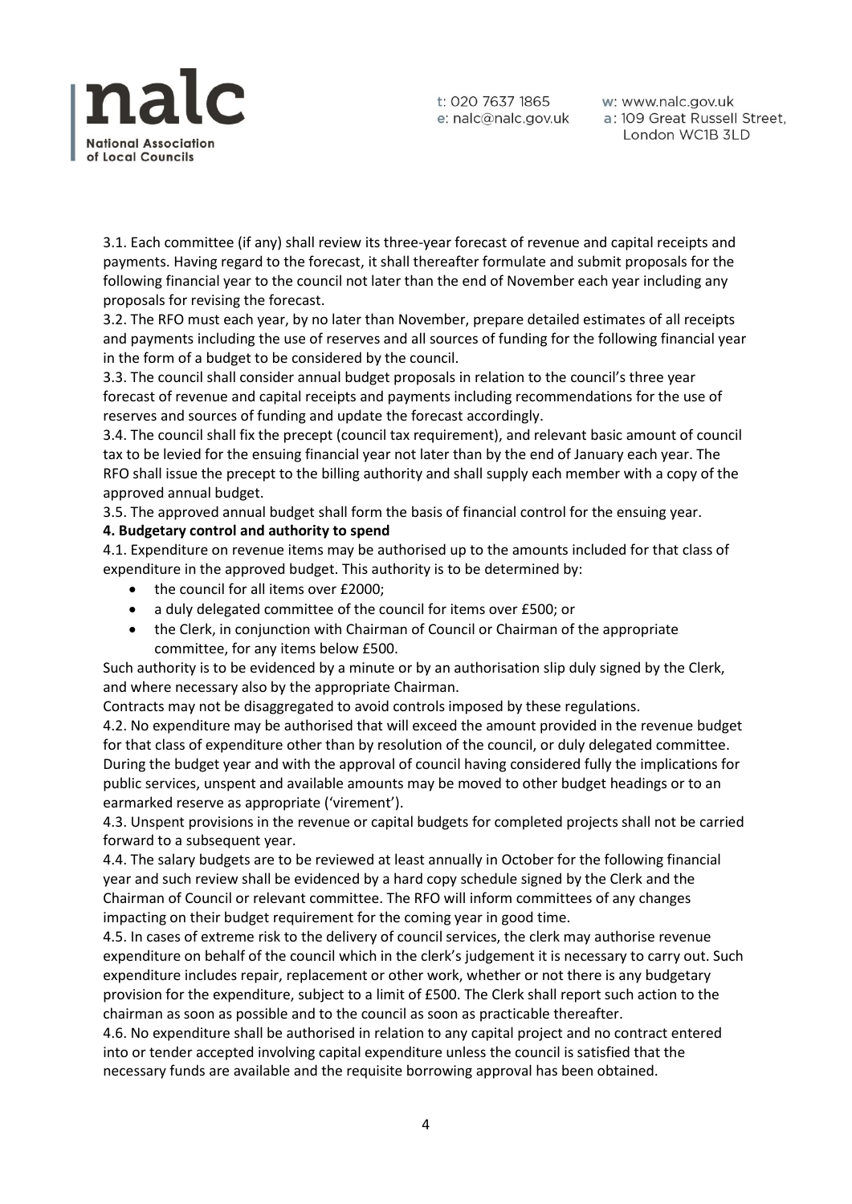3.1. Each committee (if any) shall review its three-year forecast of revenue and capital receipts and payments. Having regard to the forecast, it shall thereafter formulate and submit proposals for the following financial year to the council not later than the end of November each year including any proposals for revising the forecast.

3.2. The RFO must each year, by no later than November, prepare detailed estimates of all receipts and payments including the use of reserves and all sources of funding for the following financial year in the form of a budget to be considered by the council.

3.3. The council shall consider annual budget proposals in relation to the council's three year forecast of revenue and capital receipts and payments including recommendations for the use of reserves and sources of funding and update the forecast accordingly.

3.4. The council shall fix the precept (council tax requirement), and relevant basic amount of council tax to be levied for the ensuing financial year not later than by the end of January each year. The RFO shall issue the precept to the billing authority and shall supply each member with a copy of the approved annual budget.

3.5. The approved annual budget shall form the basis of financial control for the ensuing year.

**4. Budgetary control and authority to spend**

4.1. Expenditure on revenue items may be authorised up to the amounts included for that class of expenditure in the approved budget. This authority is to be determined by:

- the council for all items over £2000;
- a duly delegated committee of the council for items over £500; or
- the Clerk, in conjunction with Chairman of Council or Chairman of the appropriate committee, for any items below £500.

Such authority is to be evidenced by a minute or by an authorisation slip duly signed by the Clerk, and where necessary also by the appropriate Chairman.

Contracts may not be disaggregated to avoid controls imposed by these regulations.

4.2. No expenditure may be authorised that will exceed the amount provided in the revenue budget for that class of expenditure other than by resolution of the council, or duly delegated committee. During the budget year and with the approval of council having considered fully the implications for public services, unspent and available amounts may be moved to other budget headings or to an earmarked reserve as appropriate ('virement').

4.3. Unspent provisions in the revenue or capital budgets for completed projects shall not be carried forward to a subsequent year.

4.4. The salary budgets are to be reviewed at least annually in October for the following financial year and such review shall be evidenced by a hard copy schedule signed by the Clerk and the Chairman of Council or relevant committee. The RFO will inform committees of any changes impacting on their budget requirement for the coming year in good time.

4.5. In cases of extreme risk to the delivery of council services, the clerk may authorise revenue expenditure on behalf of the council which in the clerk's judgement it is necessary to carry out. Such expenditure includes repair, replacement or other work, whether or not there is any budgetary provision for the expenditure, subject to a limit of £500. The Clerk shall report such action to the chairman as soon as possible and to the council as soon as practicable thereafter.

4.6. No expenditure shall be authorised in relation to any capital project and no contract entered into or tender accepted involving capital expenditure unless the council is satisfied that the necessary funds are available and the requisite borrowing approval has been obtained.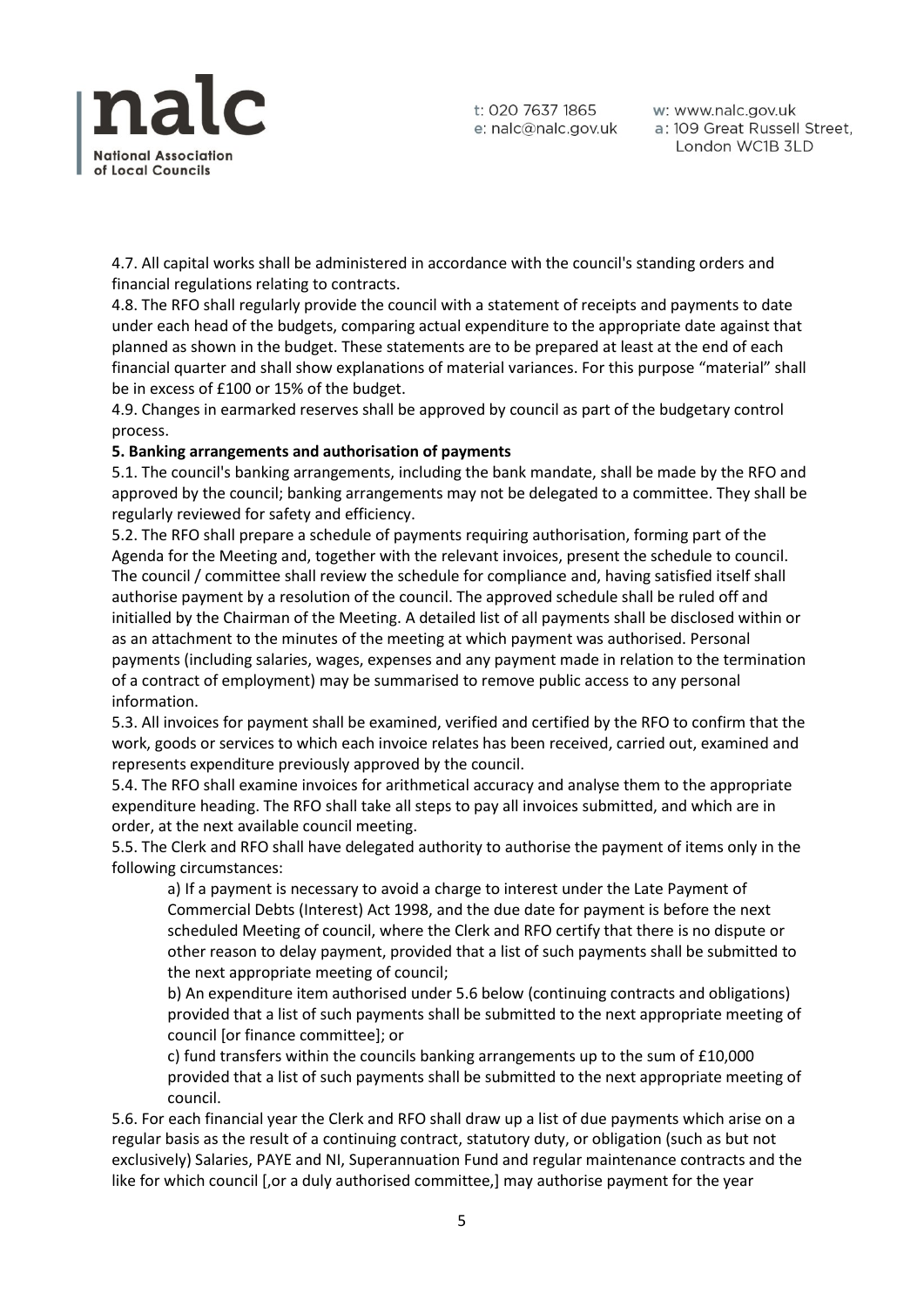4.7. All capital works shall be administered in accordance with the council's standing orders and financial regulations relating to contracts.
4.8. The RFO shall regularly provide the council with a statement of receipts and payments to date under each head of the budgets, comparing actual expenditure to the appropriate date against that planned as shown in the budget. These statements are to be prepared at least at the end of each financial quarter and shall show explanations of material variances. For this purpose "material" shall be in excess of £100 or 15% of the budget.
4.9. Changes in earmarked reserves shall be approved by council as part of the budgetary control process.

**5. Banking arrangements and authorisation of payments**

5.1. The council's banking arrangements, including the bank mandate, shall be made by the RFO and approved by the council; banking arrangements may not be delegated to a committee. They shall be regularly reviewed for safety and efficiency.
5.2. The RFO shall prepare a schedule of payments requiring authorisation, forming part of the Agenda for the Meeting and, together with the relevant invoices, present the schedule to council. The council / committee shall review the schedule for compliance and, having satisfied itself shall authorise payment by a resolution of the council. The approved schedule shall be ruled off and initialled by the Chairman of the Meeting. A detailed list of all payments shall be disclosed within or as an attachment to the minutes of the meeting at which payment was authorised. Personal payments (including salaries, wages, expenses and any payment made in relation to the termination of a contract of employment) may be summarised to remove public access to any personal information.
5.3. All invoices for payment shall be examined, verified and certified by the RFO to confirm that the work, goods or services to which each invoice relates has been received, carried out, examined and represents expenditure previously approved by the council.
5.4. The RFO shall examine invoices for arithmetical accuracy and analyse them to the appropriate expenditure heading. The RFO shall take all steps to pay all invoices submitted, and which are in order, at the next available council meeting.
5.5. The Clerk and RFO shall have delegated authority to authorise the payment of items only in the following circumstances:

a) If a payment is necessary to avoid a charge to interest under the Late Payment of Commercial Debts (Interest) Act 1998, and the due date for payment is before the next scheduled Meeting of council, where the Clerk and RFO certify that there is no dispute or other reason to delay payment, provided that a list of such payments shall be submitted to the next appropriate meeting of council;

b) An expenditure item authorised under 5.6 below (continuing contracts and obligations) provided that a list of such payments shall be submitted to the next appropriate meeting of council [or finance committee]; or

c) fund transfers within the councils banking arrangements up to the sum of £10,000 provided that a list of such payments shall be submitted to the next appropriate meeting of council.

5.6. For each financial year the Clerk and RFO shall draw up a list of due payments which arise on a regular basis as the result of a continuing contract, statutory duty, or obligation (such as but not exclusively) Salaries, PAYE and NI, Superannuation Fund and regular maintenance contracts and the like for which council [,or a duly authorised committee,] may authorise payment for the year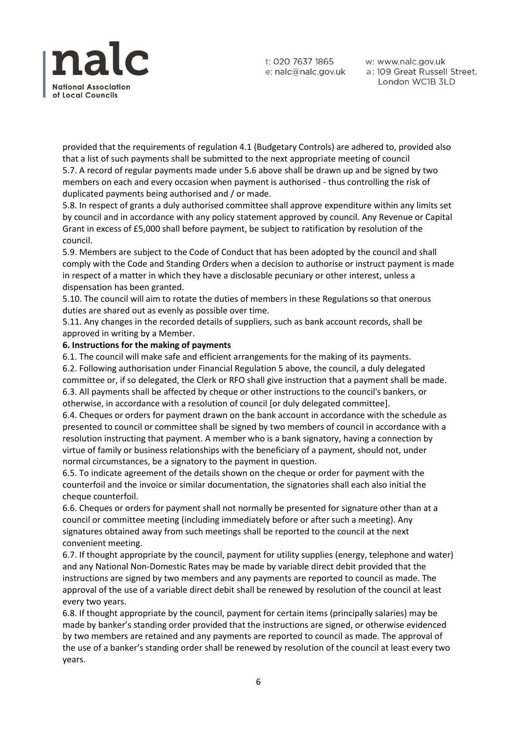provided that the requirements of regulation 4.1 (Budgetary Controls) are adhered to, provided also that a list of such payments shall be submitted to the next appropriate meeting of council

5.7. A record of regular payments made under 5.6 above shall be drawn up and be signed by two members on each and every occasion when payment is authorised - thus controlling the risk of duplicated payments being authorised and / or made.

5.8. In respect of grants a duly authorised committee shall approve expenditure within any limits set by council and in accordance with any policy statement approved by council. Any Revenue or Capital Grant in excess of £5,000 shall before payment, be subject to ratification by resolution of the council.

5.9. Members are subject to the Code of Conduct that has been adopted by the council and shall comply with the Code and Standing Orders when a decision to authorise or instruct payment is made in respect of a matter in which they have a disclosable pecuniary or other interest, unless a dispensation has been granted.

5.10. The council will aim to rotate the duties of members in these Regulations so that onerous duties are shared out as evenly as possible over time.

5.11. Any changes in the recorded details of suppliers, such as bank account records, shall be approved in writing by a Member.

**6. Instructions for the making of payments**

6.1. The council will make safe and efficient arrangements for the making of its payments.

6.2. Following authorisation under Financial Regulation 5 above, the council, a duly delegated committee or, if so delegated, the Clerk or RFO shall give instruction that a payment shall be made.

6.3. All payments shall be affected by cheque or other instructions to the council's bankers, or otherwise, in accordance with a resolution of council [or duly delegated committee].

6.4. Cheques or orders for payment drawn on the bank account in accordance with the schedule as presented to council or committee shall be signed by two members of council in accordance with a resolution instructing that payment. A member who is a bank signatory, having a connection by virtue of family or business relationships with the beneficiary of a payment, should not, under normal circumstances, be a signatory to the payment in question.

6.5. To indicate agreement of the details shown on the cheque or order for payment with the counterfoil and the invoice or similar documentation, the signatories shall each also initial the cheque counterfoil.

6.6. Cheques or orders for payment shall not normally be presented for signature other than at a council or committee meeting (including immediately before or after such a meeting). Any signatures obtained away from such meetings shall be reported to the council at the next convenient meeting.

6.7. If thought appropriate by the council, payment for utility supplies (energy, telephone and water) and any National Non-Domestic Rates may be made by variable direct debit provided that the instructions are signed by two members and any payments are reported to council as made. The approval of the use of a variable direct debit shall be renewed by resolution of the council at least every two years.

6.8. If thought appropriate by the council, payment for certain items (principally salaries) may be made by banker's standing order provided that the instructions are signed, or otherwise evidenced by two members are retained and any payments are reported to council as made. The approval of the use of a banker's standing order shall be renewed by resolution of the council at least every two years.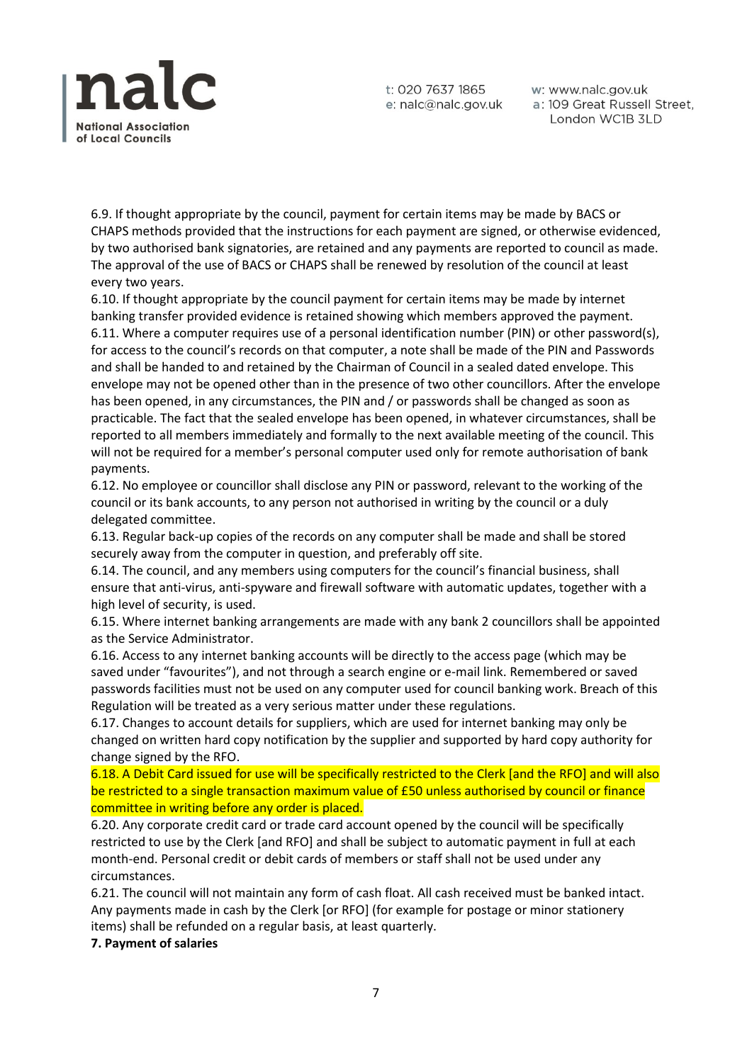6.9. If thought appropriate by the council, payment for certain items may be made by BACS or CHAPS methods provided that the instructions for each payment are signed, or otherwise evidenced, by two authorised bank signatories, are retained and any payments are reported to council as made. The approval of the use of BACS or CHAPS shall be renewed by resolution of the council at least every two years.

6.10. If thought appropriate by the council payment for certain items may be made by internet banking transfer provided evidence is retained showing which members approved the payment.

6.11. Where a computer requires use of a personal identification number (PIN) or other password(s), for access to the council's records on that computer, a note shall be made of the PIN and Passwords and shall be handed to and retained by the Chairman of Council in a sealed dated envelope. This envelope may not be opened other than in the presence of two other councillors. After the envelope has been opened, in any circumstances, the PIN and / or passwords shall be changed as soon as practicable. The fact that the sealed envelope has been opened, in whatever circumstances, shall be reported to all members immediately and formally to the next available meeting of the council. This will not be required for a member's personal computer used only for remote authorisation of bank payments.

6.12. No employee or councillor shall disclose any PIN or password, relevant to the working of the council or its bank accounts, to any person not authorised in writing by the council or a duly delegated committee.

6.13. Regular back-up copies of the records on any computer shall be made and shall be stored securely away from the computer in question, and preferably off site.

6.14. The council, and any members using computers for the council's financial business, shall ensure that anti-virus, anti-spyware and firewall software with automatic updates, together with a high level of security, is used.

6.15. Where internet banking arrangements are made with any bank 2 councillors shall be appointed as the Service Administrator.

6.16. Access to any internet banking accounts will be directly to the access page (which may be saved under "favourites"), and not through a search engine or e-mail link. Remembered or saved passwords facilities must not be used on any computer used for council banking work. Breach of this Regulation will be treated as a very serious matter under these regulations.

6.17. Changes to account details for suppliers, which are used for internet banking may only be changed on written hard copy notification by the supplier and supported by hard copy authority for change signed by the RFO.

6.18. A Debit Card issued for use will be specifically restricted to the Clerk [and the RFO] and will also be restricted to a single transaction maximum value of £50 unless authorised by council or finance committee in writing before any order is placed.

6.20. Any corporate credit card or trade card account opened by the council will be specifically restricted to use by the Clerk [and RFO] and shall be subject to automatic payment in full at each month-end. Personal credit or debit cards of members or staff shall not be used under any circumstances.

6.21. The council will not maintain any form of cash float. All cash received must be banked intact. Any payments made in cash by the Clerk [or RFO] (for example for postage or minor stationery items) shall be refunded on a regular basis, at least quarterly.

**7. Payment of salaries**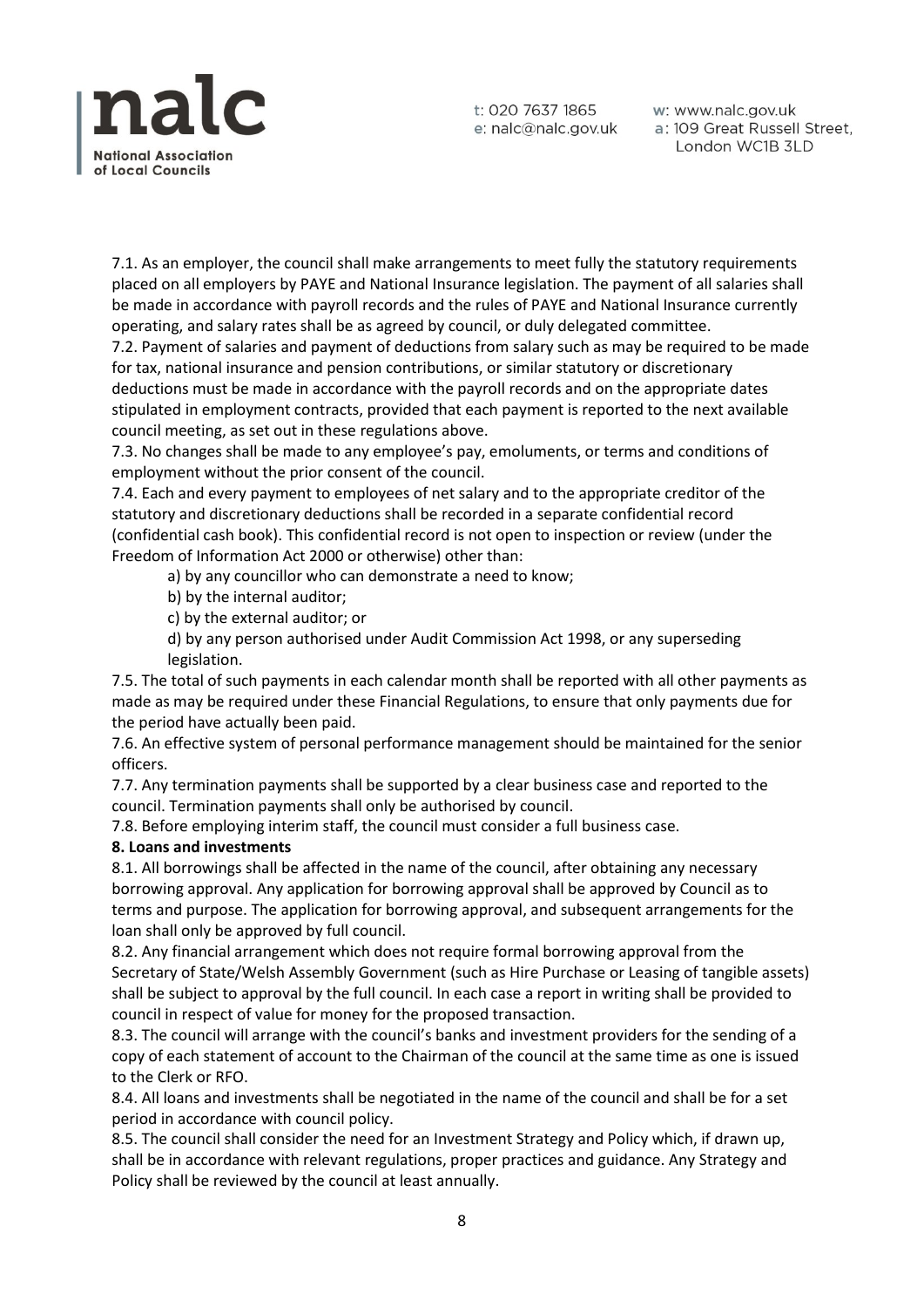7.1. As an employer, the council shall make arrangements to meet fully the statutory requirements placed on all employers by PAYE and National Insurance legislation. The payment of all salaries shall be made in accordance with payroll records and the rules of PAYE and National Insurance currently operating, and salary rates shall be as agreed by council, or duly delegated committee.

7.2. Payment of salaries and payment of deductions from salary such as may be required to be made for tax, national insurance and pension contributions, or similar statutory or discretionary deductions must be made in accordance with the payroll records and on the appropriate dates stipulated in employment contracts, provided that each payment is reported to the next available council meeting, as set out in these regulations above.

7.3. No changes shall be made to any employee's pay, emoluments, or terms and conditions of employment without the prior consent of the council.

7.4. Each and every payment to employees of net salary and to the appropriate creditor of the statutory and discretionary deductions shall be recorded in a separate confidential record (confidential cash book). This confidential record is not open to inspection or review (under the Freedom of Information Act 2000 or otherwise) other than:

a) by any councillor who can demonstrate a need to know;

b) by the internal auditor;

c) by the external auditor; or

d) by any person authorised under Audit Commission Act 1998, or any superseding legislation.

7.5. The total of such payments in each calendar month shall be reported with all other payments as made as may be required under these Financial Regulations, to ensure that only payments due for the period have actually been paid.

7.6. An effective system of personal performance management should be maintained for the senior officers.

7.7. Any termination payments shall be supported by a clear business case and reported to the council. Termination payments shall only be authorised by council.

7.8. Before employing interim staff, the council must consider a full business case.

**8. Loans and investments**

8.1. All borrowings shall be affected in the name of the council, after obtaining any necessary borrowing approval. Any application for borrowing approval shall be approved by Council as to terms and purpose. The application for borrowing approval, and subsequent arrangements for the loan shall only be approved by full council.

8.2. Any financial arrangement which does not require formal borrowing approval from the Secretary of State/Welsh Assembly Government (such as Hire Purchase or Leasing of tangible assets) shall be subject to approval by the full council. In each case a report in writing shall be provided to council in respect of value for money for the proposed transaction.

8.3. The council will arrange with the council's banks and investment providers for the sending of a copy of each statement of account to the Chairman of the council at the same time as one is issued to the Clerk or RFO.

8.4. All loans and investments shall be negotiated in the name of the council and shall be for a set period in accordance with council policy.

8.5. The council shall consider the need for an Investment Strategy and Policy which, if drawn up, shall be in accordance with relevant regulations, proper practices and guidance. Any Strategy and Policy shall be reviewed by the council at least annually.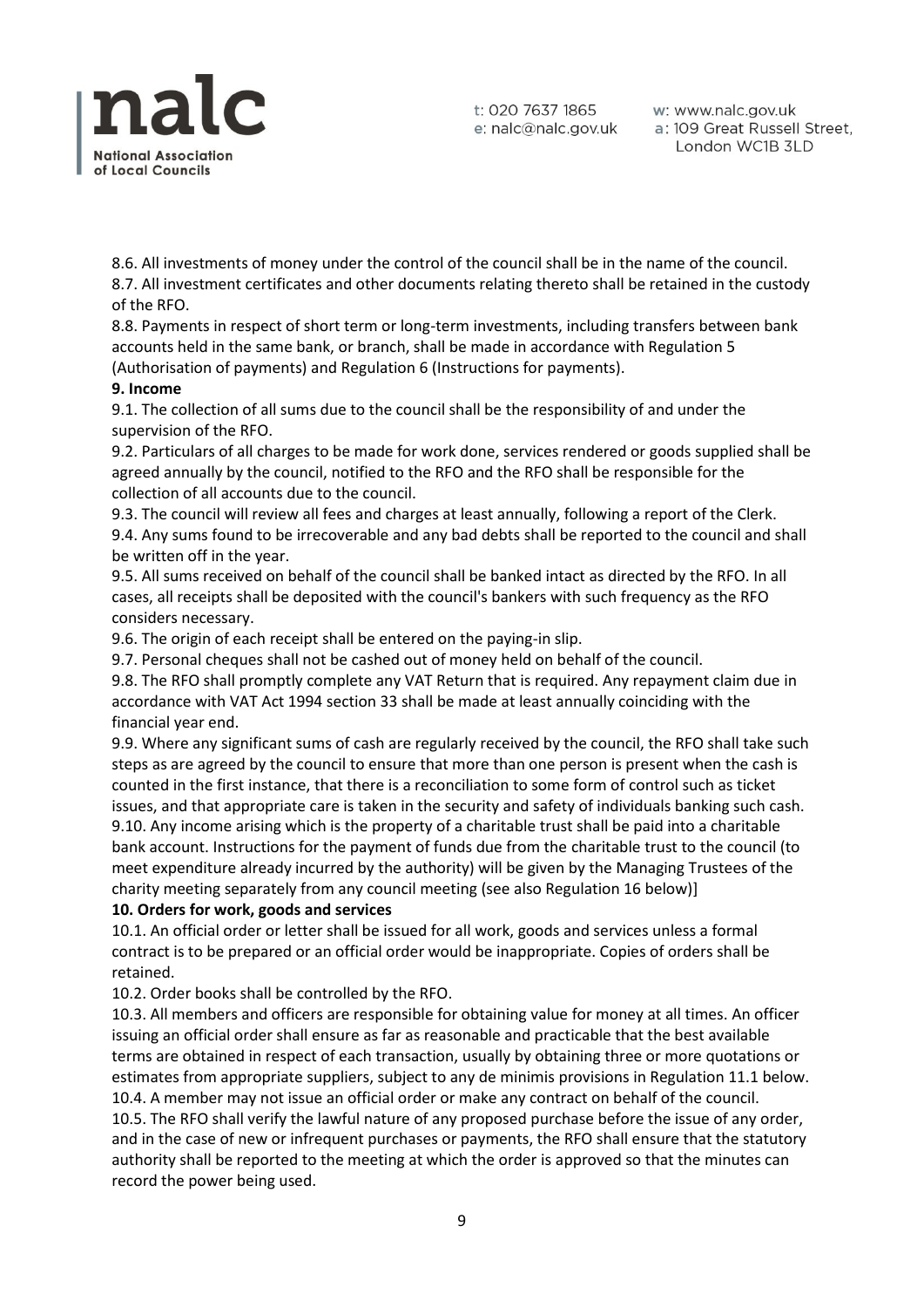8.6. All investments of money under the control of the council shall be in the name of the council.

8.7. All investment certificates and other documents relating thereto shall be retained in the custody of the RFO.

8.8. Payments in respect of short term or long-term investments, including transfers between bank accounts held in the same bank, or branch, shall be made in accordance with Regulation 5 (Authorisation of payments) and Regulation 6 (Instructions for payments).

**9. Income**

9.1. The collection of all sums due to the council shall be the responsibility of and under the supervision of the RFO.

9.2. Particulars of all charges to be made for work done, services rendered or goods supplied shall be agreed annually by the council, notified to the RFO and the RFO shall be responsible for the collection of all accounts due to the council.

9.3. The council will review all fees and charges at least annually, following a report of the Clerk.

9.4. Any sums found to be irrecoverable and any bad debts shall be reported to the council and shall be written off in the year.

9.5. All sums received on behalf of the council shall be banked intact as directed by the RFO. In all cases, all receipts shall be deposited with the council's bankers with such frequency as the RFO considers necessary.

9.6. The origin of each receipt shall be entered on the paying-in slip.

9.7. Personal cheques shall not be cashed out of money held on behalf of the council.

9.8. The RFO shall promptly complete any VAT Return that is required. Any repayment claim due in accordance with VAT Act 1994 section 33 shall be made at least annually coinciding with the financial year end.

9.9. Where any significant sums of cash are regularly received by the council, the RFO shall take such steps as are agreed by the council to ensure that more than one person is present when the cash is counted in the first instance, that there is a reconciliation to some form of control such as ticket issues, and that appropriate care is taken in the security and safety of individuals banking such cash.

9.10. Any income arising which is the property of a charitable trust shall be paid into a charitable bank account. Instructions for the payment of funds due from the charitable trust to the council (to meet expenditure already incurred by the authority) will be given by the Managing Trustees of the charity meeting separately from any council meeting (see also Regulation 16 below)]

**10. Orders for work, goods and services**

10.1. An official order or letter shall be issued for all work, goods and services unless a formal contract is to be prepared or an official order would be inappropriate. Copies of orders shall be retained.

10.2. Order books shall be controlled by the RFO.

10.3. All members and officers are responsible for obtaining value for money at all times. An officer issuing an official order shall ensure as far as reasonable and practicable that the best available terms are obtained in respect of each transaction, usually by obtaining three or more quotations or estimates from appropriate suppliers, subject to any de minimis provisions in Regulation 11.1 below.

10.4. A member may not issue an official order or make any contract on behalf of the council.

10.5. The RFO shall verify the lawful nature of any proposed purchase before the issue of any order, and in the case of new or infrequent purchases or payments, the RFO shall ensure that the statutory authority shall be reported to the meeting at which the order is approved so that the minutes can record the power being used.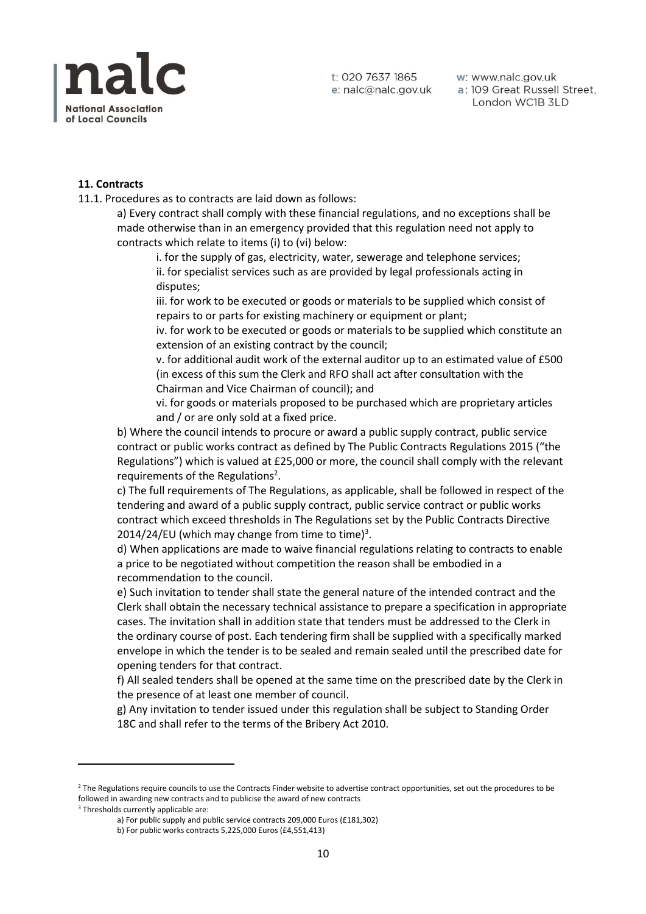**11. Contracts**

11.1. Procedures as to contracts are laid down as follows:

a) Every contract shall comply with these financial regulations, and no exceptions shall be made otherwise than in an emergency provided that this regulation need not apply to contracts which relate to items (i) to (vi) below:

i. for the supply of gas, electricity, water, sewerage and telephone services;

ii. for specialist services such as are provided by legal professionals acting in disputes;

iii. for work to be executed or goods or materials to be supplied which consist of repairs to or parts for existing machinery or equipment or plant;

iv. for work to be executed or goods or materials to be supplied which constitute an extension of an existing contract by the council;

v. for additional audit work of the external auditor up to an estimated value of £500 (in excess of this sum the Clerk and RFO shall act after consultation with the Chairman and Vice Chairman of council); and

vi. for goods or materials proposed to be purchased which are proprietary articles and / or are only sold at a fixed price.

b) Where the council intends to procure or award a public supply contract, public service contract or public works contract as defined by The Public Contracts Regulations 2015 ("the Regulations") which is valued at £25,000 or more, the council shall comply with the relevant requirements of the Regulations[2].

c) The full requirements of The Regulations, as applicable, shall be followed in respect of the tendering and award of a public supply contract, public service contract or public works contract which exceed thresholds in The Regulations set by the Public Contracts Directive 2014/24/EU (which may change from time to time)[3].

d) When applications are made to waive financial regulations relating to contracts to enable a price to be negotiated without competition the reason shall be embodied in a recommendation to the council.

e) Such invitation to tender shall state the general nature of the intended contract and the Clerk shall obtain the necessary technical assistance to prepare a specification in appropriate cases. The invitation shall in addition state that tenders must be addressed to the Clerk in the ordinary course of post. Each tendering firm shall be supplied with a specifically marked envelope in which the tender is to be sealed and remain sealed until the prescribed date for opening tenders for that contract.

f) All sealed tenders shall be opened at the same time on the prescribed date by the Clerk in the presence of at least one member of council.

g) Any invitation to tender issued under this regulation shall be subject to Standing Order 18C and shall refer to the terms of the Bribery Act 2010.

---

[2] The Regulations require councils to use the Contracts Finder website to advertise contract opportunities, set out the procedures to be followed in awarding new contracts and to publicise the award of new contracts

[3] Thresholds currently applicable are:

a) For public supply and public service contracts 209,000 Euros (£181,302)

b) For public works contracts 5,225,000 Euros (£4,551,413)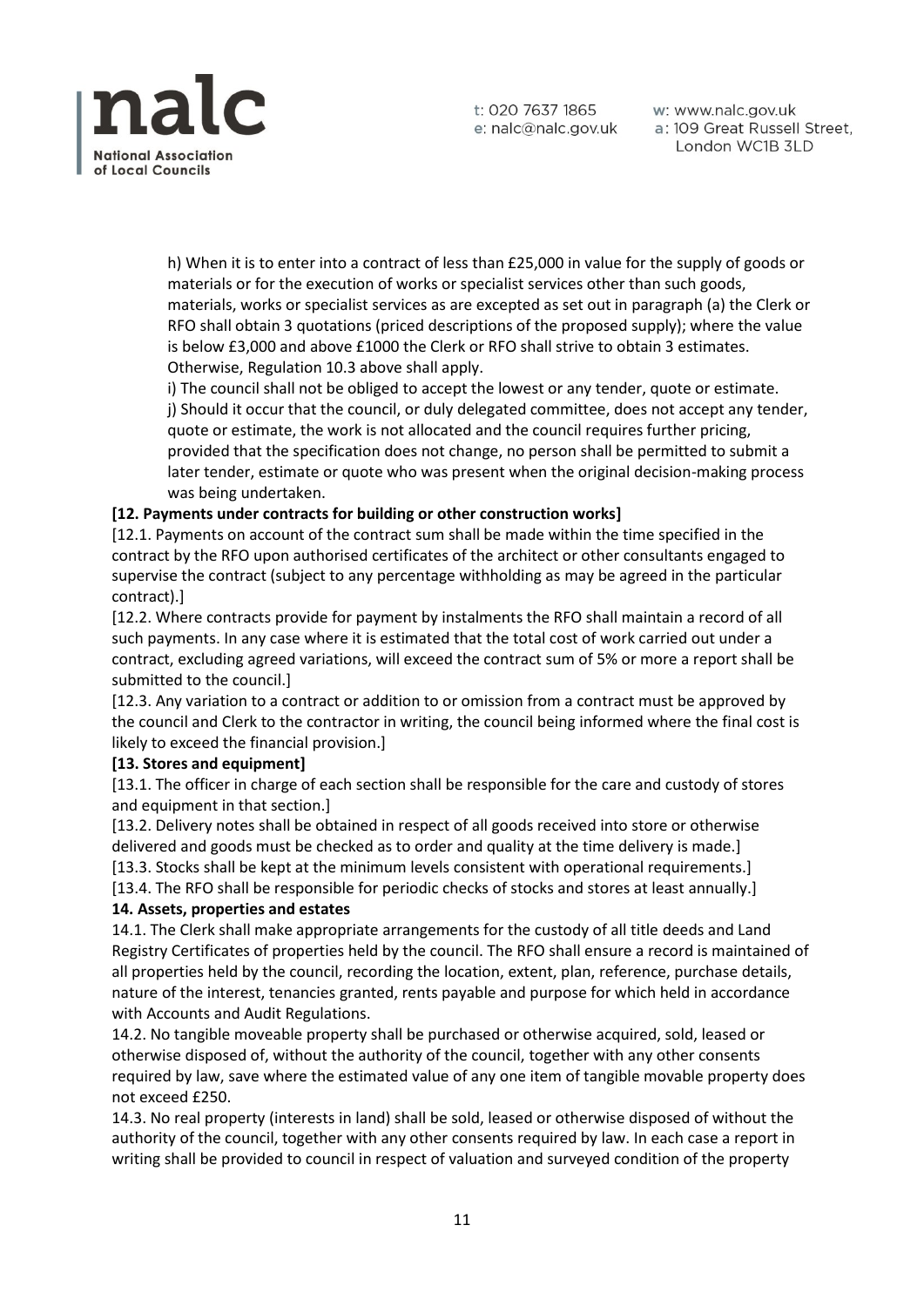h) When it is to enter into a contract of less than £25,000 in value for the supply of goods or materials or for the execution of works or specialist services other than such goods, materials, works or specialist services as are excepted as set out in paragraph (a) the Clerk or RFO shall obtain 3 quotations (priced descriptions of the proposed supply); where the value is below £3,000 and above £1000 the Clerk or RFO shall strive to obtain 3 estimates. Otherwise, Regulation 10.3 above shall apply.

i) The council shall not be obliged to accept the lowest or any tender, quote or estimate.

j) Should it occur that the council, or duly delegated committee, does not accept any tender, quote or estimate, the work is not allocated and the council requires further pricing, provided that the specification does not change, no person shall be permitted to submit a later tender, estimate or quote who was present when the original decision-making process was being undertaken.

**[12. Payments under contracts for building or other construction works]**

[12.1. Payments on account of the contract sum shall be made within the time specified in the contract by the RFO upon authorised certificates of the architect or other consultants engaged to supervise the contract (subject to any percentage withholding as may be agreed in the particular contract).]

[12.2. Where contracts provide for payment by instalments the RFO shall maintain a record of all such payments. In any case where it is estimated that the total cost of work carried out under a contract, excluding agreed variations, will exceed the contract sum of 5% or more a report shall be submitted to the council.]

[12.3. Any variation to a contract or addition to or omission from a contract must be approved by the council and Clerk to the contractor in writing, the council being informed where the final cost is likely to exceed the financial provision.]

**[13. Stores and equipment]**

[13.1. The officer in charge of each section shall be responsible for the care and custody of stores and equipment in that section.]

[13.2. Delivery notes shall be obtained in respect of all goods received into store or otherwise delivered and goods must be checked as to order and quality at the time delivery is made.]

[13.3. Stocks shall be kept at the minimum levels consistent with operational requirements.]

[13.4. The RFO shall be responsible for periodic checks of stocks and stores at least annually.]

**14. Assets, properties and estates**

14.1. The Clerk shall make appropriate arrangements for the custody of all title deeds and Land Registry Certificates of properties held by the council. The RFO shall ensure a record is maintained of all properties held by the council, recording the location, extent, plan, reference, purchase details, nature of the interest, tenancies granted, rents payable and purpose for which held in accordance with Accounts and Audit Regulations.

14.2. No tangible moveable property shall be purchased or otherwise acquired, sold, leased or otherwise disposed of, without the authority of the council, together with any other consents required by law, save where the estimated value of any one item of tangible movable property does not exceed £250.

14.3. No real property (interests in land) shall be sold, leased or otherwise disposed of without the authority of the council, together with any other consents required by law. In each case a report in writing shall be provided to council in respect of valuation and surveyed condition of the property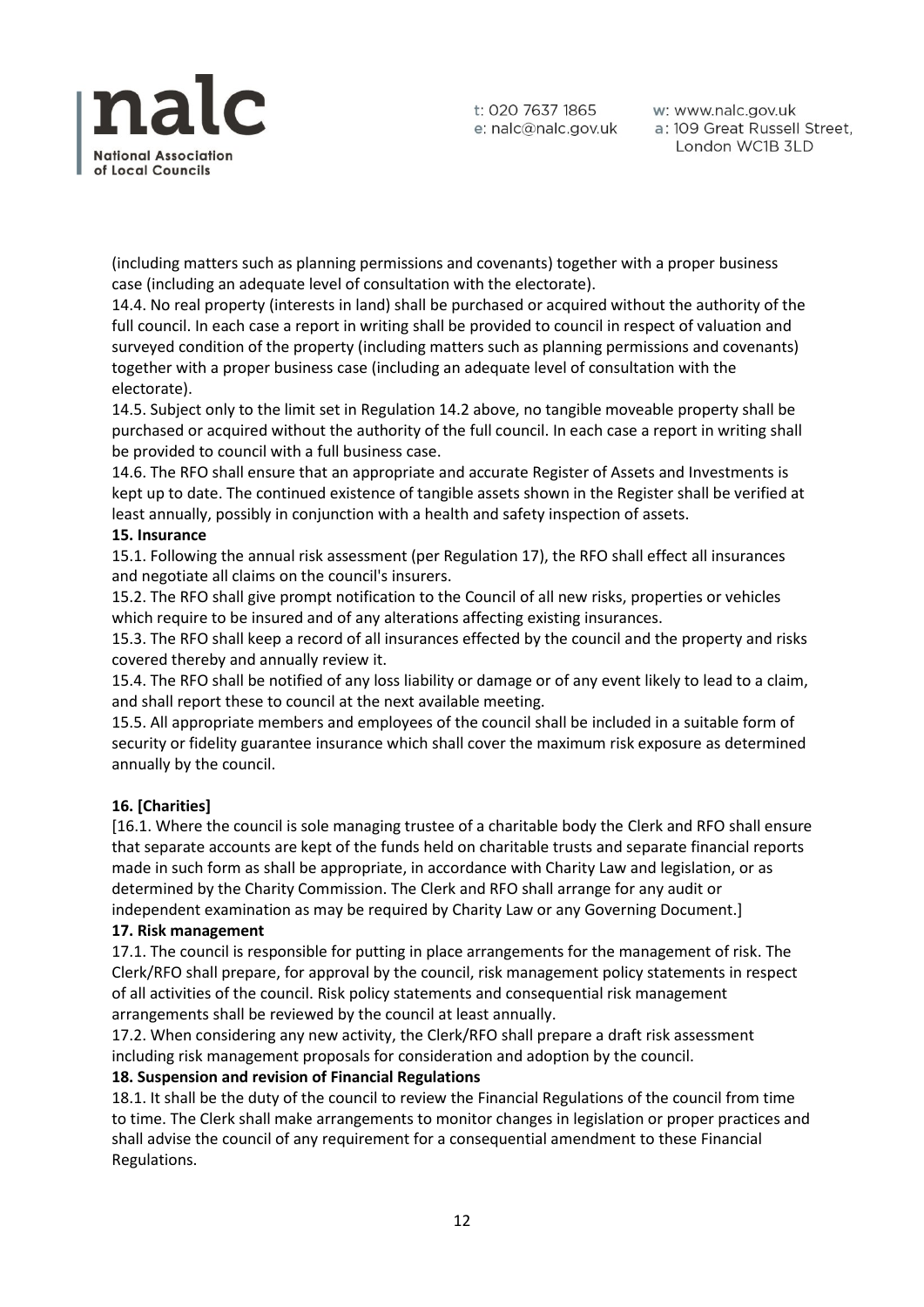(including matters such as planning permissions and covenants) together with a proper business case (including an adequate level of consultation with the electorate).

14.4. No real property (interests in land) shall be purchased or acquired without the authority of the full council. In each case a report in writing shall be provided to council in respect of valuation and surveyed condition of the property (including matters such as planning permissions and covenants) together with a proper business case (including an adequate level of consultation with the electorate).

14.5. Subject only to the limit set in Regulation 14.2 above, no tangible moveable property shall be purchased or acquired without the authority of the full council. In each case a report in writing shall be provided to council with a full business case.

14.6. The RFO shall ensure that an appropriate and accurate Register of Assets and Investments is kept up to date. The continued existence of tangible assets shown in the Register shall be verified at least annually, possibly in conjunction with a health and safety inspection of assets.

**15. Insurance**

15.1. Following the annual risk assessment (per Regulation 17), the RFO shall effect all insurances and negotiate all claims on the council's insurers.

15.2. The RFO shall give prompt notification to the Council of all new risks, properties or vehicles which require to be insured and of any alterations affecting existing insurances.

15.3. The RFO shall keep a record of all insurances effected by the council and the property and risks covered thereby and annually review it.

15.4. The RFO shall be notified of any loss liability or damage or of any event likely to lead to a claim, and shall report these to council at the next available meeting.

15.5. All appropriate members and employees of the council shall be included in a suitable form of security or fidelity guarantee insurance which shall cover the maximum risk exposure as determined annually by the council.

**16. [Charities]**

[16.1. Where the council is sole managing trustee of a charitable body the Clerk and RFO shall ensure that separate accounts are kept of the funds held on charitable trusts and separate financial reports made in such form as shall be appropriate, in accordance with Charity Law and legislation, or as determined by the Charity Commission. The Clerk and RFO shall arrange for any audit or independent examination as may be required by Charity Law or any Governing Document.]

**17. Risk management**

17.1. The council is responsible for putting in place arrangements for the management of risk. The Clerk/RFO shall prepare, for approval by the council, risk management policy statements in respect of all activities of the council. Risk policy statements and consequential risk management arrangements shall be reviewed by the council at least annually.

17.2. When considering any new activity, the Clerk/RFO shall prepare a draft risk assessment including risk management proposals for consideration and adoption by the council.

**18. Suspension and revision of Financial Regulations**

18.1. It shall be the duty of the council to review the Financial Regulations of the council from time to time. The Clerk shall make arrangements to monitor changes in legislation or proper practices and shall advise the council of any requirement for a consequential amendment to these Financial Regulations.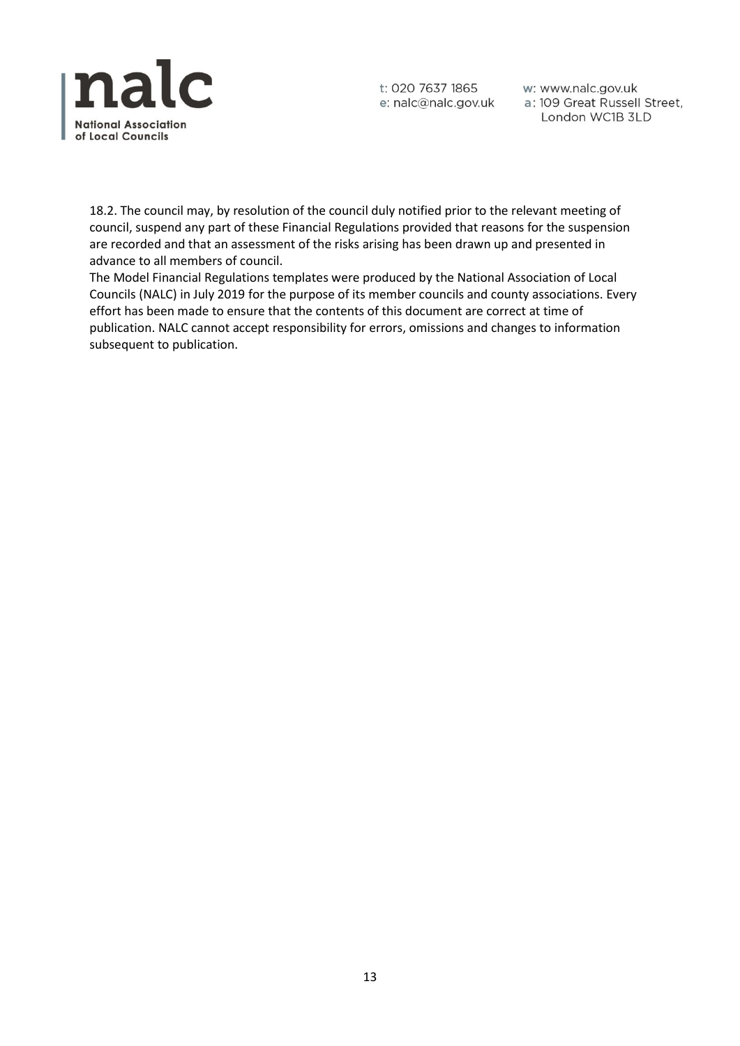18.2. The council may, by resolution of the council duly notified prior to the relevant meeting of council, suspend any part of these Financial Regulations provided that reasons for the suspension are recorded and that an assessment of the risks arising has been drawn up and presented in advance to all members of council.

The Model Financial Regulations templates were produced by the National Association of Local Councils (NALC) in July 2019 for the purpose of its member councils and county associations. Every effort has been made to ensure that the contents of this document are correct at time of publication. NALC cannot accept responsibility for errors, omissions and changes to information subsequent to publication.